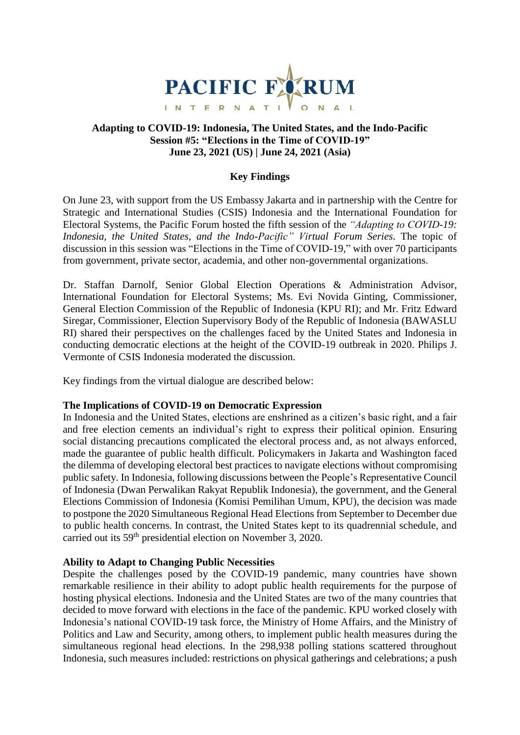PACIFIC FORUM INTERNATIONAL

**Adapting to COVID-19: Indonesia, The United States, and the Indo-Pacific**
**Session #5: "Elections in the Time of COVID-19"**
**June 23, 2021 (US) | June 24, 2021 (Asia)**

## Key Findings

On June 23, with support from the US Embassy Jakarta and in partnership with the Centre for Strategic and International Studies (CSIS) Indonesia and the International Foundation for Electoral Systems, the Pacific Forum hosted the fifth session of the *"Adapting to COVID-19: Indonesia, the United States, and the Indo-Pacific" Virtual Forum Series*. The topic of discussion in this session was "Elections in the Time of COVID-19," with over 70 participants from government, private sector, academia, and other non-governmental organizations.

Dr. Staffan Darnolf, Senior Global Election Operations & Administration Advisor, International Foundation for Electoral Systems; Ms. Evi Novida Ginting, Commissioner, General Election Commission of the Republic of Indonesia (KPU RI); and Mr. Fritz Edward Siregar, Commissioner, Election Supervisory Body of the Republic of Indonesia (BAWASLU RI) shared their perspectives on the challenges faced by the United States and Indonesia in conducting democratic elections at the height of the COVID-19 outbreak in 2020. Philips J. Vermonte of CSIS Indonesia moderated the discussion.

Key findings from the virtual dialogue are described below:

**The Implications of COVID-19 on Democratic Expression**
In Indonesia and the United States, elections are enshrined as a citizen's basic right, and a fair and free election cements an individual's right to express their political opinion. Ensuring social distancing precautions complicated the electoral process and, as not always enforced, made the guarantee of public health difficult. Policymakers in Jakarta and Washington faced the dilemma of developing electoral best practices to navigate elections without compromising public safety. In Indonesia, following discussions between the People's Representative Council of Indonesia (Dwan Perwalikan Rakyat Republik Indonesia), the government, and the General Elections Commission of Indonesia (Komisi Pemilihan Umum, KPU), the decision was made to postpone the 2020 Simultaneous Regional Head Elections from September to December due to public health concerns. In contrast, the United States kept to its quadrennial schedule, and carried out its 59th presidential election on November 3, 2020.

**Ability to Adapt to Changing Public Necessities**
Despite the challenges posed by the COVID-19 pandemic, many countries have shown remarkable resilience in their ability to adopt public health requirements for the purpose of hosting physical elections. Indonesia and the United States are two of the many countries that decided to move forward with elections in the face of the pandemic. KPU worked closely with Indonesia's national COVID-19 task force, the Ministry of Home Affairs, and the Ministry of Politics and Law and Security, among others, to implement public health measures during the simultaneous regional head elections. In the 298,938 polling stations scattered throughout Indonesia, such measures included: restrictions on physical gatherings and celebrations; a push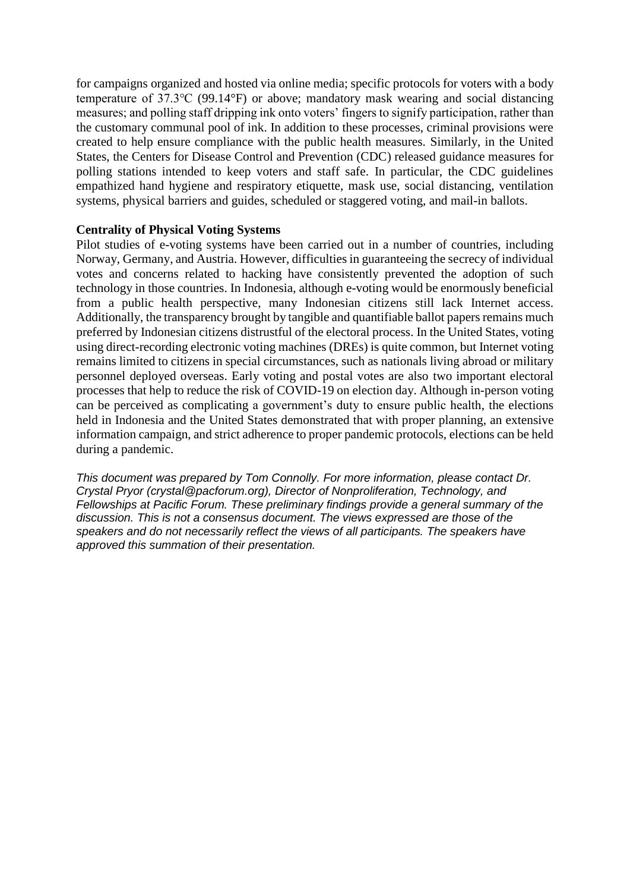for campaigns organized and hosted via online media; specific protocols for voters with a body temperature of 37.3℃ (99.14°F) or above; mandatory mask wearing and social distancing measures; and polling staff dripping ink onto voters' fingers to signify participation, rather than the customary communal pool of ink. In addition to these processes, criminal provisions were created to help ensure compliance with the public health measures. Similarly, in the United States, the Centers for Disease Control and Prevention (CDC) released guidance measures for polling stations intended to keep voters and staff safe. In particular, the CDC guidelines empathized hand hygiene and respiratory etiquette, mask use, social distancing, ventilation systems, physical barriers and guides, scheduled or staggered voting, and mail-in ballots.

**Centrality of Physical Voting Systems**

Pilot studies of e-voting systems have been carried out in a number of countries, including Norway, Germany, and Austria. However, difficulties in guaranteeing the secrecy of individual votes and concerns related to hacking have consistently prevented the adoption of such technology in those countries. In Indonesia, although e-voting would be enormously beneficial from a public health perspective, many Indonesian citizens still lack Internet access. Additionally, the transparency brought by tangible and quantifiable ballot papers remains much preferred by Indonesian citizens distrustful of the electoral process. In the United States, voting using direct-recording electronic voting machines (DREs) is quite common, but Internet voting remains limited to citizens in special circumstances, such as nationals living abroad or military personnel deployed overseas. Early voting and postal votes are also two important electoral processes that help to reduce the risk of COVID-19 on election day. Although in-person voting can be perceived as complicating a government's duty to ensure public health, the elections held in Indonesia and the United States demonstrated that with proper planning, an extensive information campaign, and strict adherence to proper pandemic protocols, elections can be held during a pandemic.

*This document was prepared by Tom Connolly. For more information, please contact Dr. Crystal Pryor (crystal@pacforum.org), Director of Nonproliferation, Technology, and Fellowships at Pacific Forum. These preliminary findings provide a general summary of the discussion. This is not a consensus document. The views expressed are those of the speakers and do not necessarily reflect the views of all participants. The speakers have approved this summation of their presentation.*